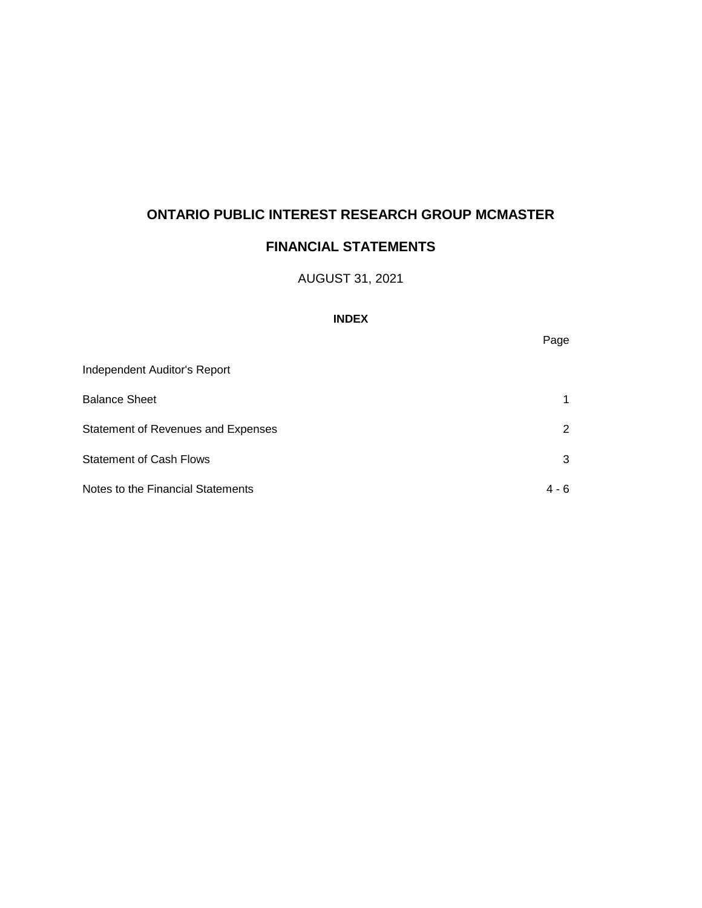# ONTARIO PUBLIC INTEREST RESEARCH GROUP MCMASTER

## FINANCIAL STATEMENTS

AUGUST 31, 2021

**INDEX**

| | Page |
|---|---|
| Independent Auditor's Report | |
| Balance Sheet | 1 |
| Statement of Revenues and Expenses | 2 |
| Statement of Cash Flows | 3 |
| Notes to the Financial Statements | 4 - 6 |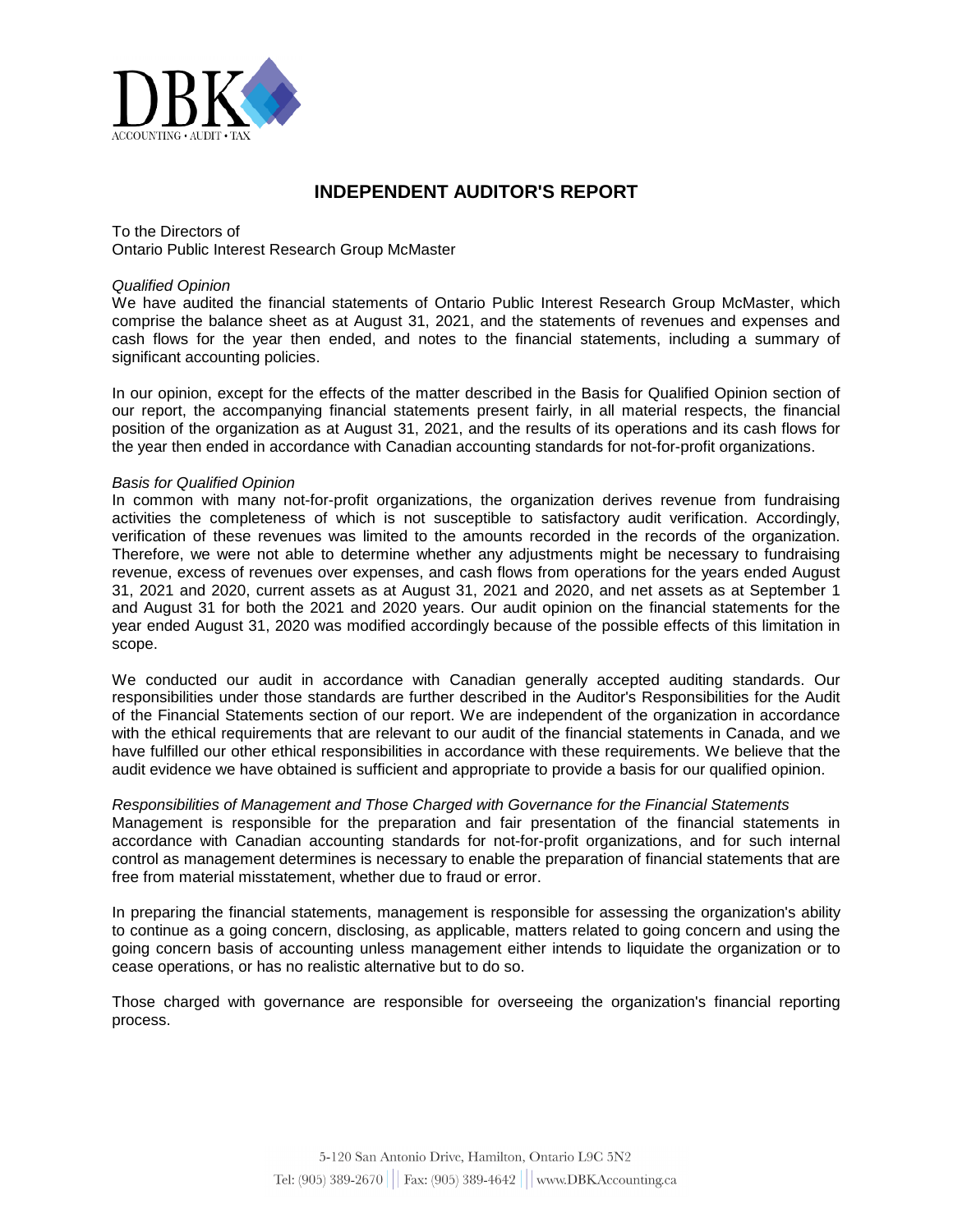# INDEPENDENT AUDITOR'S REPORT

To the Directors of
Ontario Public Interest Research Group McMaster

*Qualified Opinion*
We have audited the financial statements of Ontario Public Interest Research Group McMaster, which comprise the balance sheet as at August 31, 2021, and the statements of revenues and expenses and cash flows for the year then ended, and notes to the financial statements, including a summary of significant accounting policies.

In our opinion, except for the effects of the matter described in the Basis for Qualified Opinion section of our report, the accompanying financial statements present fairly, in all material respects, the financial position of the organization as at August 31, 2021, and the results of its operations and its cash flows for the year then ended in accordance with Canadian accounting standards for not-for-profit organizations.

*Basis for Qualified Opinion*
In common with many not-for-profit organizations, the organization derives revenue from fundraising activities the completeness of which is not susceptible to satisfactory audit verification. Accordingly, verification of these revenues was limited to the amounts recorded in the records of the organization. Therefore, we were not able to determine whether any adjustments might be necessary to fundraising revenue, excess of revenues over expenses, and cash flows from operations for the years ended August 31, 2021 and 2020, current assets as at August 31, 2021 and 2020, and net assets as at September 1 and August 31 for both the 2021 and 2020 years. Our audit opinion on the financial statements for the year ended August 31, 2020 was modified accordingly because of the possible effects of this limitation in scope.

We conducted our audit in accordance with Canadian generally accepted auditing standards. Our responsibilities under those standards are further described in the Auditor's Responsibilities for the Audit of the Financial Statements section of our report. We are independent of the organization in accordance with the ethical requirements that are relevant to our audit of the financial statements in Canada, and we have fulfilled our other ethical responsibilities in accordance with these requirements. We believe that the audit evidence we have obtained is sufficient and appropriate to provide a basis for our qualified opinion.

*Responsibilities of Management and Those Charged with Governance for the Financial Statements*
Management is responsible for the preparation and fair presentation of the financial statements in accordance with Canadian accounting standards for not-for-profit organizations, and for such internal control as management determines is necessary to enable the preparation of financial statements that are free from material misstatement, whether due to fraud or error.

In preparing the financial statements, management is responsible for assessing the organization's ability to continue as a going concern, disclosing, as applicable, matters related to going concern and using the going concern basis of accounting unless management either intends to liquidate the organization or to cease operations, or has no realistic alternative but to do so.

Those charged with governance are responsible for overseeing the organization's financial reporting process.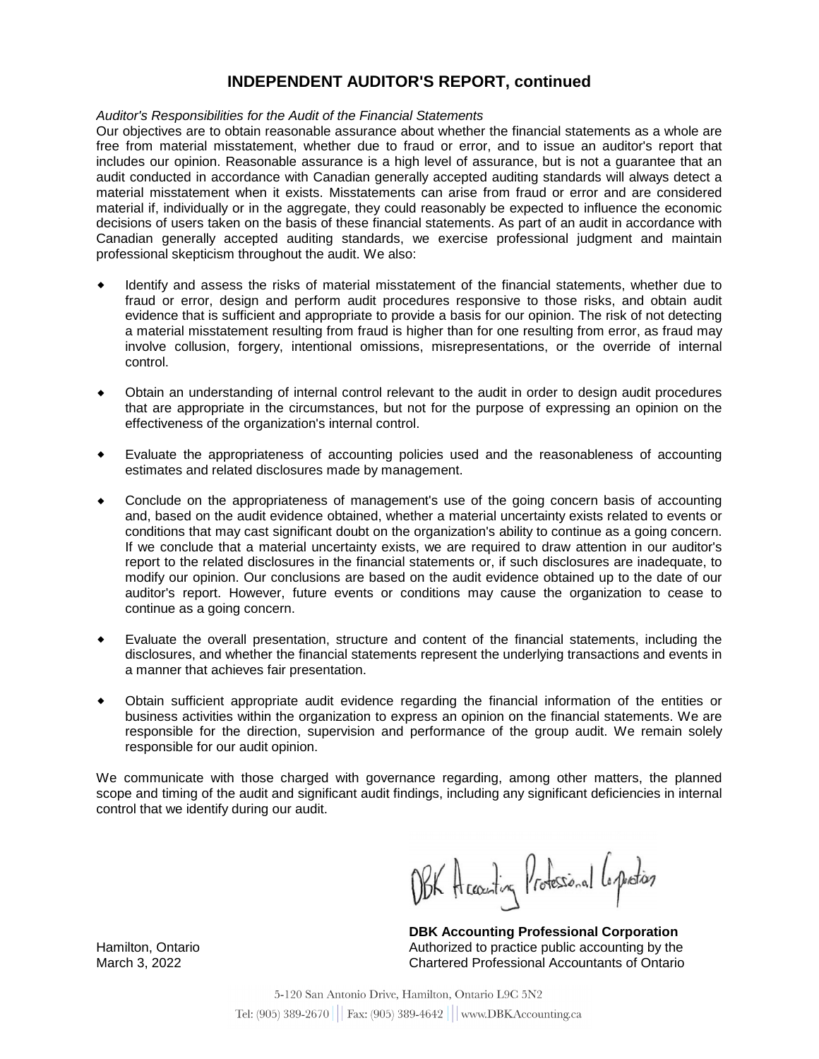## INDEPENDENT AUDITOR'S REPORT, continued

*Auditor's Responsibilities for the Audit of the Financial Statements*

Our objectives are to obtain reasonable assurance about whether the financial statements as a whole are free from material misstatement, whether due to fraud or error, and to issue an auditor's report that includes our opinion. Reasonable assurance is a high level of assurance, but is not a guarantee that an audit conducted in accordance with Canadian generally accepted auditing standards will always detect a material misstatement when it exists. Misstatements can arise from fraud or error and are considered material if, individually or in the aggregate, they could reasonably be expected to influence the economic decisions of users taken on the basis of these financial statements. As part of an audit in accordance with Canadian generally accepted auditing standards, we exercise professional judgment and maintain professional skepticism throughout the audit. We also:

- Identify and assess the risks of material misstatement of the financial statements, whether due to fraud or error, design and perform audit procedures responsive to those risks, and obtain audit evidence that is sufficient and appropriate to provide a basis for our opinion. The risk of not detecting a material misstatement resulting from fraud is higher than for one resulting from error, as fraud may involve collusion, forgery, intentional omissions, misrepresentations, or the override of internal control.

- Obtain an understanding of internal control relevant to the audit in order to design audit procedures that are appropriate in the circumstances, but not for the purpose of expressing an opinion on the effectiveness of the organization's internal control.

- Evaluate the appropriateness of accounting policies used and the reasonableness of accounting estimates and related disclosures made by management.

- Conclude on the appropriateness of management's use of the going concern basis of accounting and, based on the audit evidence obtained, whether a material uncertainty exists related to events or conditions that may cast significant doubt on the organization's ability to continue as a going concern. If we conclude that a material uncertainty exists, we are required to draw attention in our auditor's report to the related disclosures in the financial statements or, if such disclosures are inadequate, to modify our opinion. Our conclusions are based on the audit evidence obtained up to the date of our auditor's report. However, future events or conditions may cause the organization to cease to continue as a going concern.

- Evaluate the overall presentation, structure and content of the financial statements, including the disclosures, and whether the financial statements represent the underlying transactions and events in a manner that achieves fair presentation.

- Obtain sufficient appropriate audit evidence regarding the financial information of the entities or business activities within the organization to express an opinion on the financial statements. We are responsible for the direction, supervision and performance of the group audit. We remain solely responsible for our audit opinion.

We communicate with those charged with governance regarding, among other matters, the planned scope and timing of the audit and significant audit findings, including any significant deficiencies in internal control that we identify during our audit.

DBK Accounting Professional Corporation

**DBK Accounting Professional Corporation**
Authorized to practice public accounting by the
Chartered Professional Accountants of Ontario

Hamilton, Ontario
March 3, 2022

5-120 San Antonio Drive, Hamilton, Ontario L9C 5N2
Tel: (905) 389-2670 | Fax: (905) 389-4642 | www.DBKAccounting.ca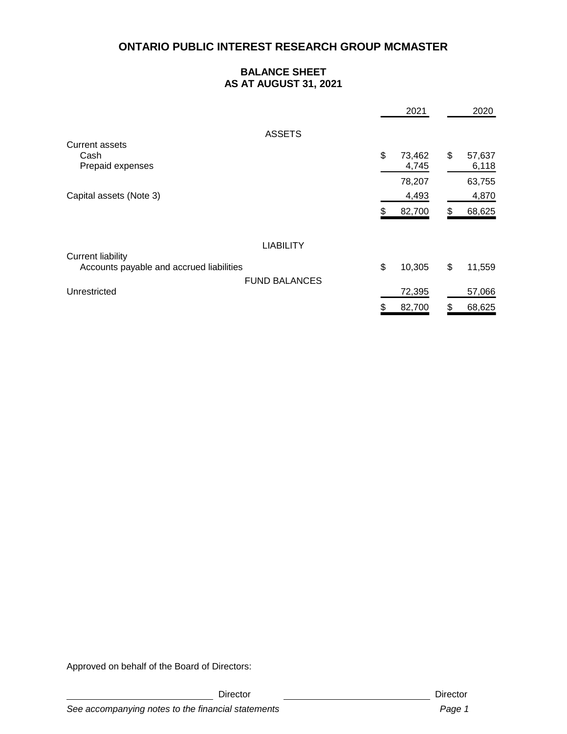# ONTARIO PUBLIC INTEREST RESEARCH GROUP MCMASTER

## BALANCE SHEET
## AS AT AUGUST 31, 2021

| | 2021 | 2020 |
|---|---|---|
| **ASSETS** | | |
| Current assets | | |
| Cash | $ 73,462 | $ 57,637 |
| Prepaid expenses | 4,745 | 6,118 |
| | 78,207 | 63,755 |
| Capital assets (Note 3) | 4,493 | 4,870 |
| | $ 82,700 | $ 68,625 |
| **LIABILITY** | | |
| Current liability | | |
| Accounts payable and accrued liabilities | $ 10,305 | $ 11,559 |
| **FUND BALANCES** | | |
| Unrestricted | 72,395 | 57,066 |
| | $ 82,700 | $ 68,625 |

Approved on behalf of the Board of Directors:

_____________________________ Director _____________________________ Director

*See accompanying notes to the financial statements*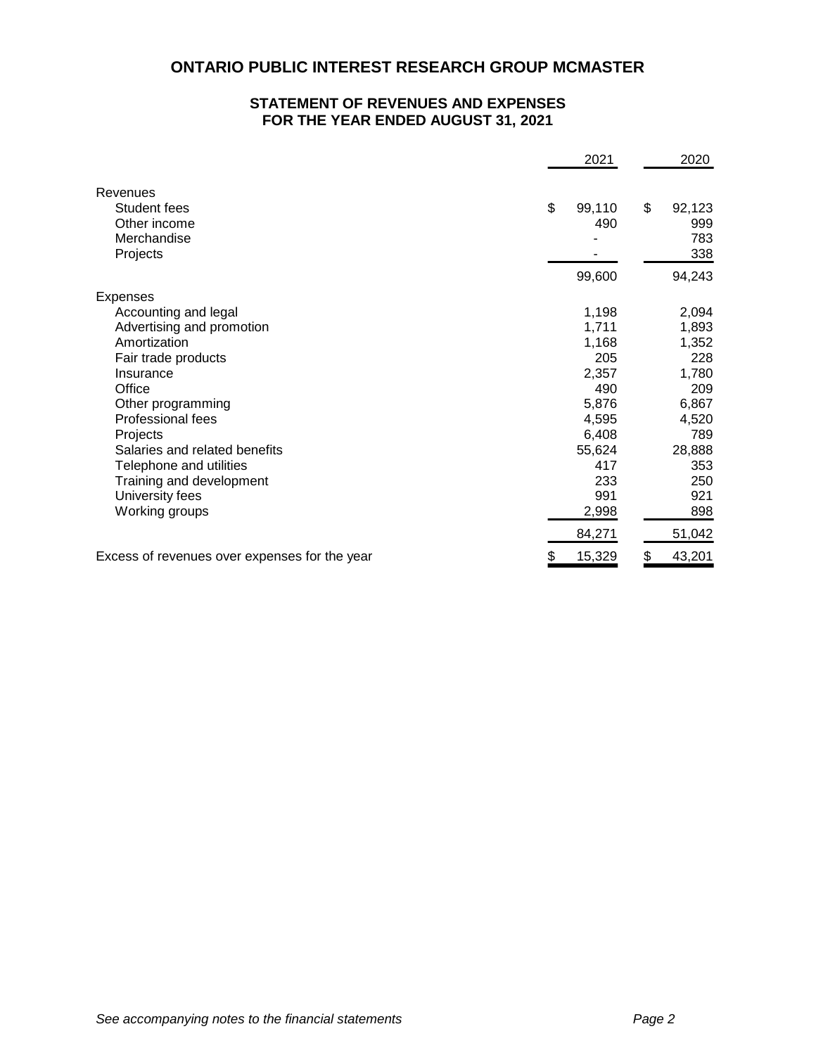# ONTARIO PUBLIC INTEREST RESEARCH GROUP MCMASTER

## STATEMENT OF REVENUES AND EXPENSES
## FOR THE YEAR ENDED AUGUST 31, 2021

| | 2021 | 2020 |
|---|---|---|
| **Revenues** | | |
| Student fees | $ 99,110 | $ 92,123 |
| Other income | 490 | 999 |
| Merchandise | - | 783 |
| Projects | - | 338 |
| | 99,600 | 94,243 |
| **Expenses** | | |
| Accounting and legal | 1,198 | 2,094 |
| Advertising and promotion | 1,711 | 1,893 |
| Amortization | 1,168 | 1,352 |
| Fair trade products | 205 | 228 |
| Insurance | 2,357 | 1,780 |
| Office | 490 | 209 |
| Other programming | 5,876 | 6,867 |
| Professional fees | 4,595 | 4,520 |
| Projects | 6,408 | 789 |
| Salaries and related benefits | 55,624 | 28,888 |
| Telephone and utilities | 417 | 353 |
| Training and development | 233 | 250 |
| University fees | 991 | 921 |
| Working groups | 2,998 | 898 |
| | 84,271 | 51,042 |
| Excess of revenues over expenses for the year | $ 15,329 | $ 43,201 |

*See accompanying notes to the financial statements*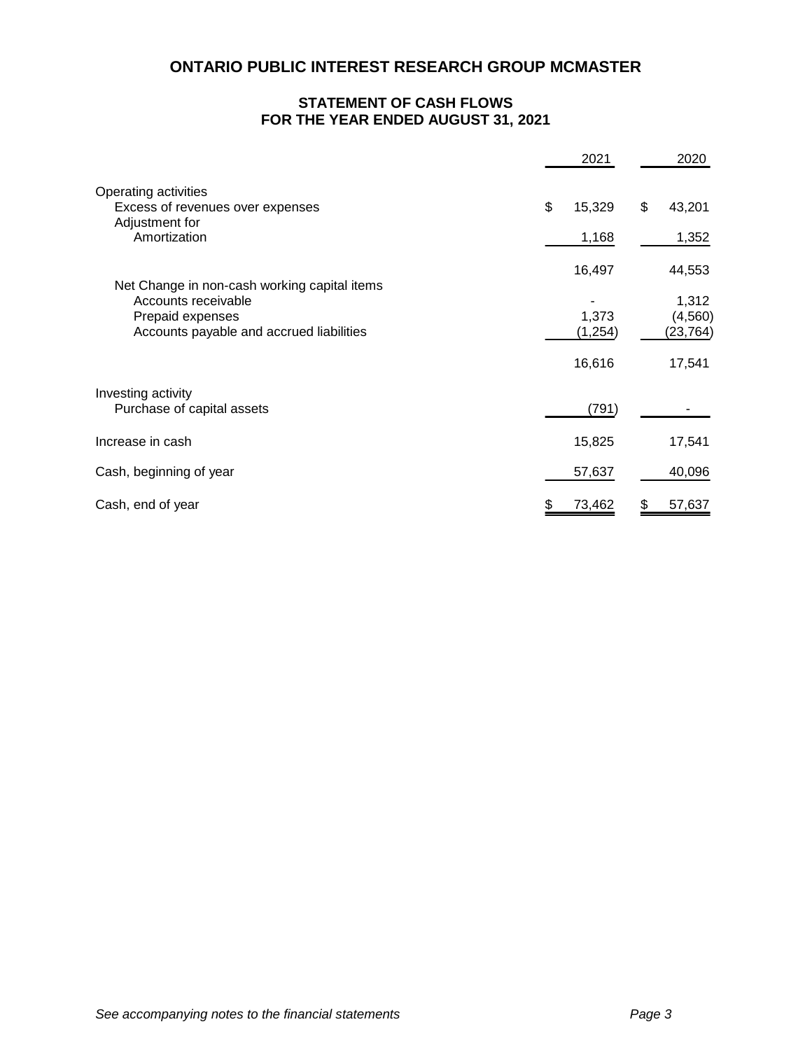# ONTARIO PUBLIC INTEREST RESEARCH GROUP MCMASTER

## STATEMENT OF CASH FLOWS
## FOR THE YEAR ENDED AUGUST 31, 2021

| | 2021 | 2020 |
|---|---|---|
| Operating activities | | |
| Excess of revenues over expenses | $ 15,329 | $ 43,201 |
| Adjustment for | | |
| Amortization | 1,168 | 1,352 |
| | 16,497 | 44,553 |
| Net Change in non-cash working capital items | | |
| Accounts receivable | - | 1,312 |
| Prepaid expenses | 1,373 | (4,560) |
| Accounts payable and accrued liabilities | (1,254) | (23,764) |
| | 16,616 | 17,541 |
| Investing activity | | |
| Purchase of capital assets | (791) | - |
| Increase in cash | 15,825 | 17,541 |
| Cash, beginning of year | 57,637 | 40,096 |
| Cash, end of year | $ 73,462 | $ 57,637 |

*See accompanying notes to the financial statements*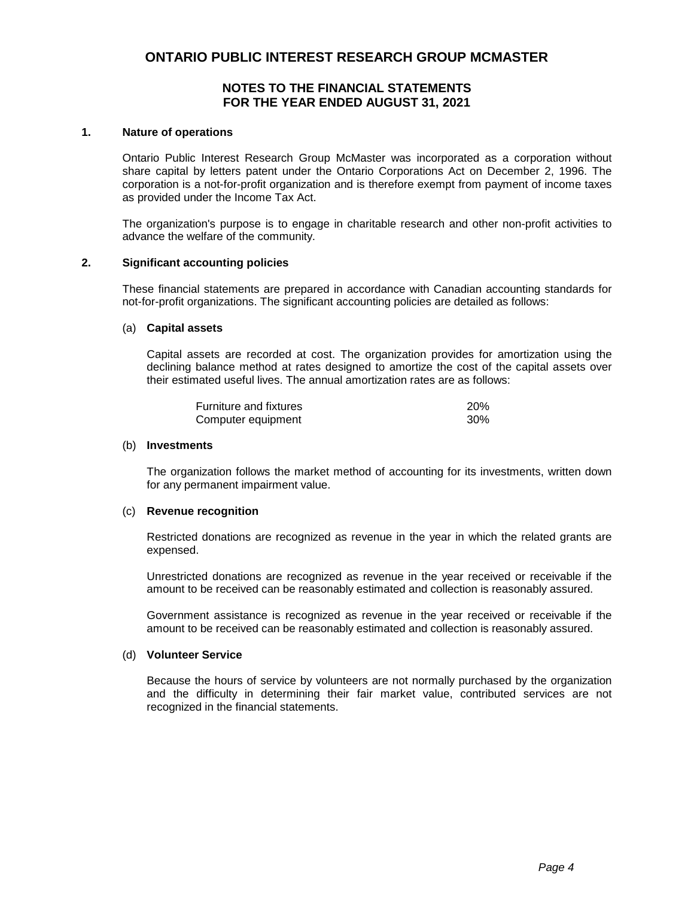# ONTARIO PUBLIC INTEREST RESEARCH GROUP MCMASTER

## NOTES TO THE FINANCIAL STATEMENTS
## FOR THE YEAR ENDED AUGUST 31, 2021

### 1. Nature of operations

Ontario Public Interest Research Group McMaster was incorporated as a corporation without share capital by letters patent under the Ontario Corporations Act on December 2, 1996. The corporation is a not-for-profit organization and is therefore exempt from payment of income taxes as provided under the Income Tax Act.

The organization's purpose is to engage in charitable research and other non-profit activities to advance the welfare of the community.

### 2. Significant accounting policies

These financial statements are prepared in accordance with Canadian accounting standards for not-for-profit organizations. The significant accounting policies are detailed as follows:

(a) **Capital assets**

Capital assets are recorded at cost. The organization provides for amortization using the declining balance method at rates designed to amortize the cost of the capital assets over their estimated useful lives. The annual amortization rates are as follows:

| | |
|---|---|
| Furniture and fixtures | 20% |
| Computer equipment | 30% |

(b) **Investments**

The organization follows the market method of accounting for its investments, written down for any permanent impairment value.

(c) **Revenue recognition**

Restricted donations are recognized as revenue in the year in which the related grants are expensed.

Unrestricted donations are recognized as revenue in the year received or receivable if the amount to be received can be reasonably estimated and collection is reasonably assured.

Government assistance is recognized as revenue in the year received or receivable if the amount to be received can be reasonably estimated and collection is reasonably assured.

(d) **Volunteer Service**

Because the hours of service by volunteers are not normally purchased by the organization and the difficulty in determining their fair market value, contributed services are not recognized in the financial statements.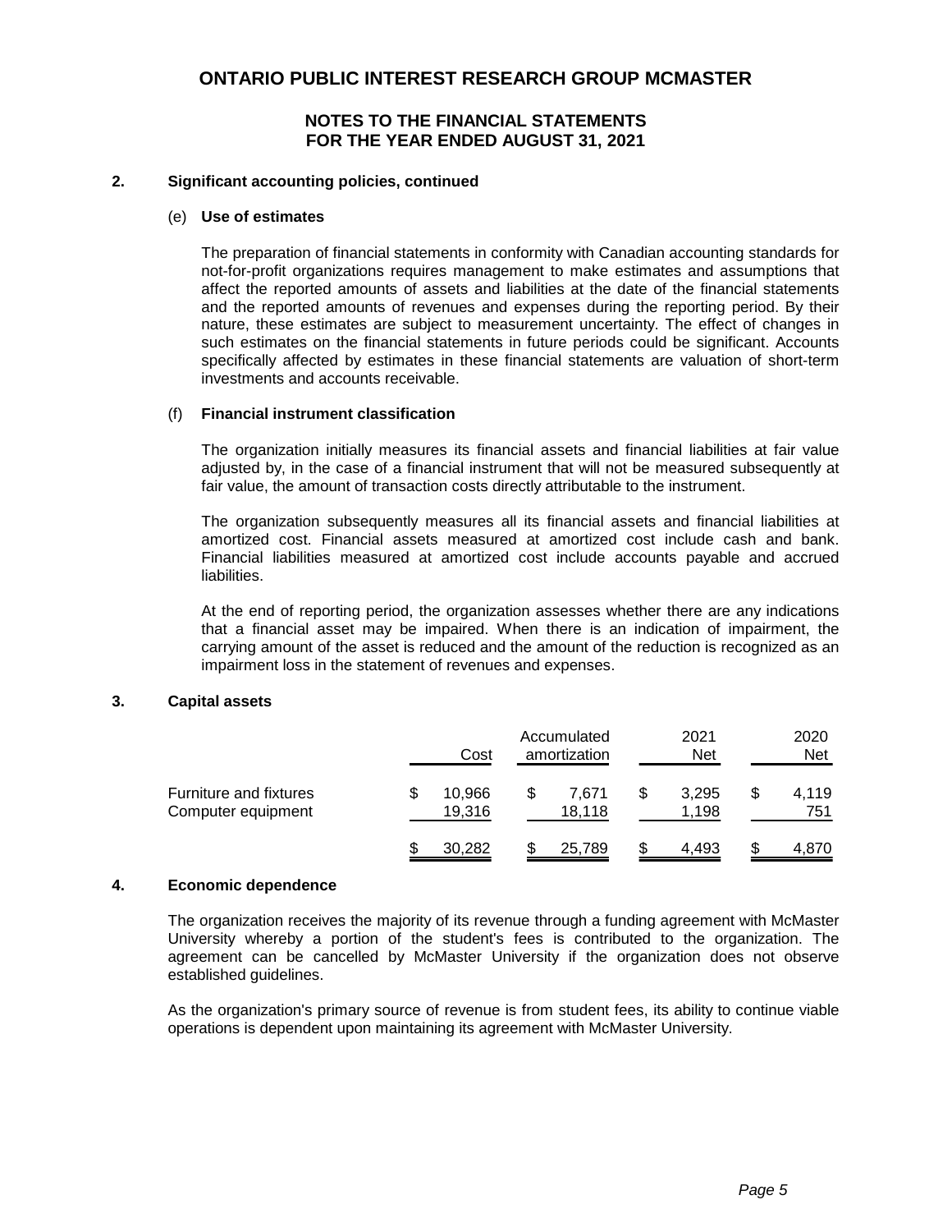# ONTARIO PUBLIC INTEREST RESEARCH GROUP MCMASTER

## NOTES TO THE FINANCIAL STATEMENTS
## FOR THE YEAR ENDED AUGUST 31, 2021

### 2. Significant accounting policies, continued

#### (e) Use of estimates

The preparation of financial statements in conformity with Canadian accounting standards for not-for-profit organizations requires management to make estimates and assumptions that affect the reported amounts of assets and liabilities at the date of the financial statements and the reported amounts of revenues and expenses during the reporting period. By their nature, these estimates are subject to measurement uncertainty. The effect of changes in such estimates on the financial statements in future periods could be significant. Accounts specifically affected by estimates in these financial statements are valuation of short-term investments and accounts receivable.

#### (f) Financial instrument classification

The organization initially measures its financial assets and financial liabilities at fair value adjusted by, in the case of a financial instrument that will not be measured subsequently at fair value, the amount of transaction costs directly attributable to the instrument.

The organization subsequently measures all its financial assets and financial liabilities at amortized cost. Financial assets measured at amortized cost include cash and bank. Financial liabilities measured at amortized cost include accounts payable and accrued liabilities.

At the end of reporting period, the organization assesses whether there are any indications that a financial asset may be impaired. When there is an indication of impairment, the carrying amount of the asset is reduced and the amount of the reduction is recognized as an impairment loss in the statement of revenues and expenses.

### 3. Capital assets

| | Cost | Accumulated amortization | 2021 Net | 2020 Net |
|---|---|---|---|---|
| Furniture and fixtures | $ 10,966 | $ 7,671 | $ 3,295 | $ 4,119 |
| Computer equipment | 19,316 | 18,118 | 1,198 | 751 |
| | $ 30,282 | $ 25,789 | $ 4,493 | $ 4,870 |

### 4. Economic dependence

The organization receives the majority of its revenue through a funding agreement with McMaster University whereby a portion of the student's fees is contributed to the organization. The agreement can be cancelled by McMaster University if the organization does not observe established guidelines.

As the organization's primary source of revenue is from student fees, its ability to continue viable operations is dependent upon maintaining its agreement with McMaster University.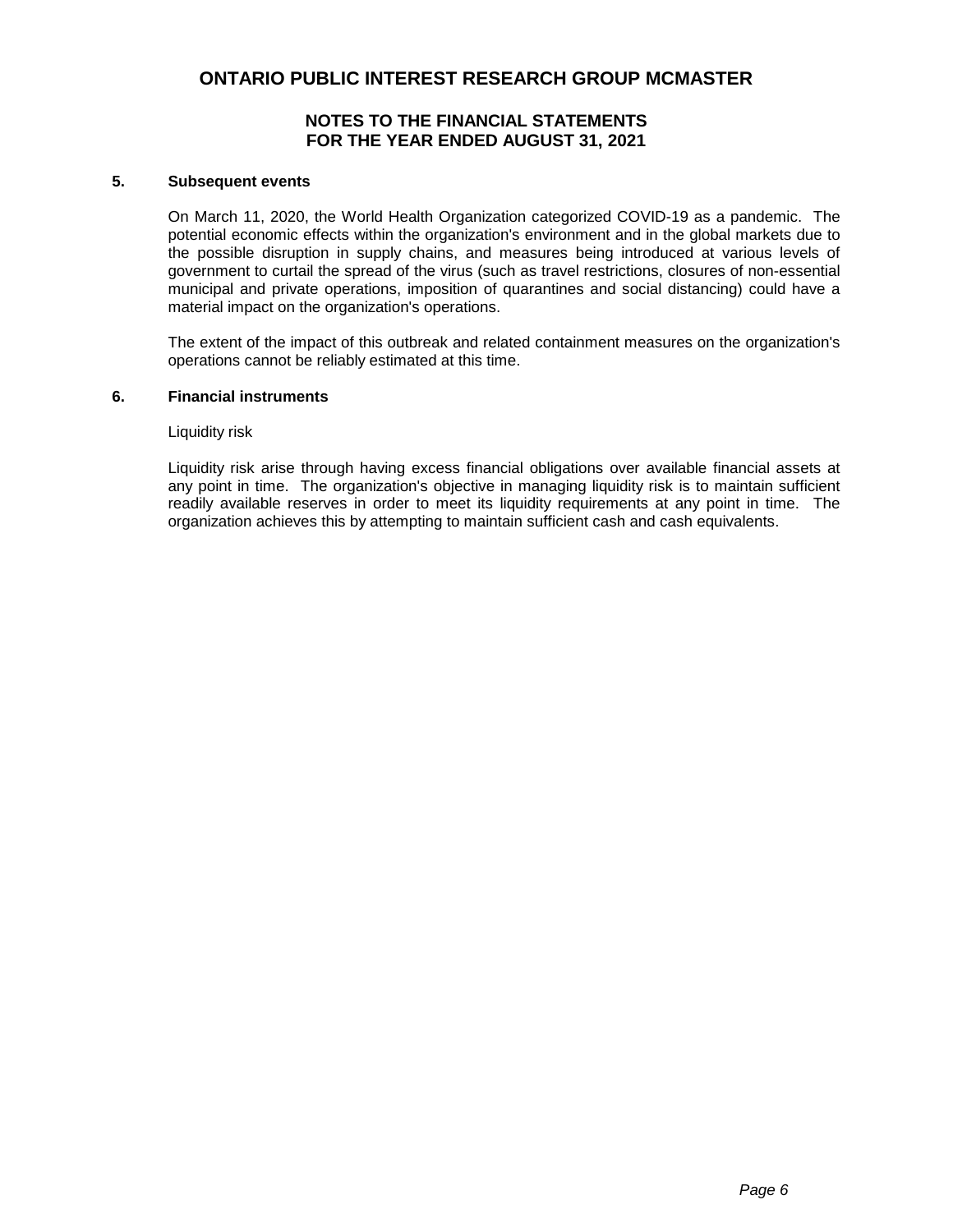# ONTARIO PUBLIC INTEREST RESEARCH GROUP MCMASTER

## NOTES TO THE FINANCIAL STATEMENTS
## FOR THE YEAR ENDED AUGUST 31, 2021

### 5. Subsequent events

On March 11, 2020, the World Health Organization categorized COVID-19 as a pandemic. The potential economic effects within the organization's environment and in the global markets due to the possible disruption in supply chains, and measures being introduced at various levels of government to curtail the spread of the virus (such as travel restrictions, closures of non-essential municipal and private operations, imposition of quarantines and social distancing) could have a material impact on the organization's operations.

The extent of the impact of this outbreak and related containment measures on the organization's operations cannot be reliably estimated at this time.

### 6. Financial instruments

Liquidity risk

Liquidity risk arise through having excess financial obligations over available financial assets at any point in time. The organization's objective in managing liquidity risk is to maintain sufficient readily available reserves in order to meet its liquidity requirements at any point in time. The organization achieves this by attempting to maintain sufficient cash and cash equivalents.